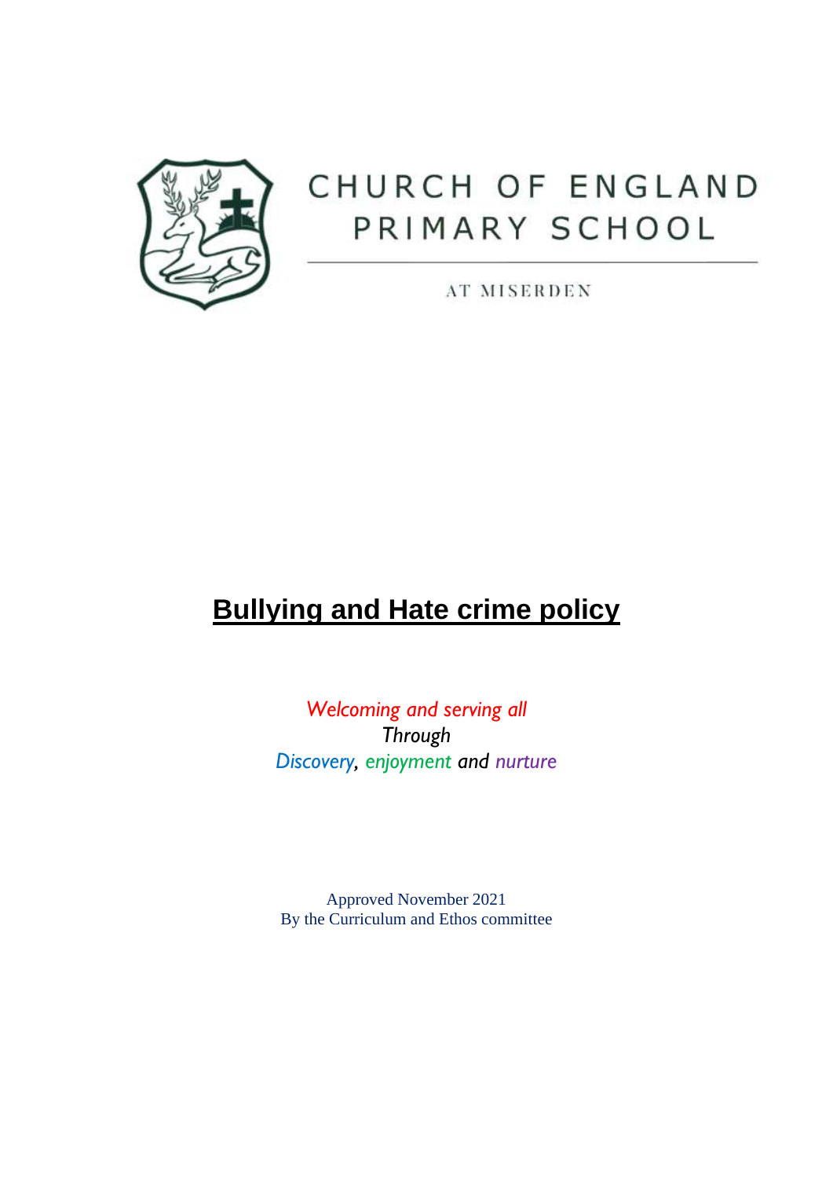CHURCH OF ENGLAND PRIMARY SCHOOL

AT MISERDEN

# Bullying and Hate crime policy

*Welcoming and serving all*
*Through*
*Discovery, enjoyment and nurture*

Approved November 2021
By the Curriculum and Ethos committee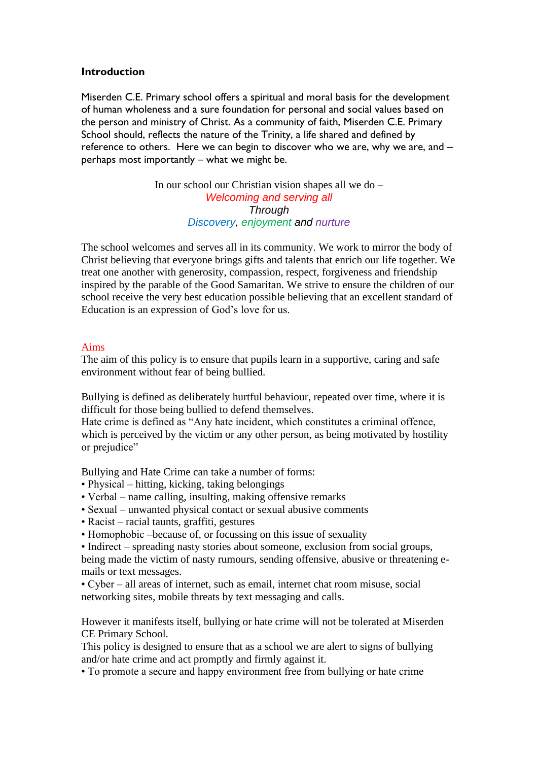## Introduction

Miserden C.E. Primary school offers a spiritual and moral basis for the development of human wholeness and a sure foundation for personal and social values based on the person and ministry of Christ. As a community of faith, Miserden C.E. Primary School should, reflects the nature of the Trinity, a life shared and defined by reference to others. Here we can begin to discover who we are, why we are, and – perhaps most importantly – what we might be.

In our school our Christian vision shapes all we do –
*Welcoming and serving all*
*Through*
*Discovery, enjoyment and nurture*

The school welcomes and serves all in its community. We work to mirror the body of Christ believing that everyone brings gifts and talents that enrich our life together. We treat one another with generosity, compassion, respect, forgiveness and friendship inspired by the parable of the Good Samaritan. We strive to ensure the children of our school receive the very best education possible believing that an excellent standard of Education is an expression of God's love for us.

## Aims

The aim of this policy is to ensure that pupils learn in a supportive, caring and safe environment without fear of being bullied.

Bullying is defined as deliberately hurtful behaviour, repeated over time, where it is difficult for those being bullied to defend themselves.
Hate crime is defined as "Any hate incident, which constitutes a criminal offence, which is perceived by the victim or any other person, as being motivated by hostility or prejudice"

Bullying and Hate Crime can take a number of forms:

- Physical – hitting, kicking, taking belongings
- Verbal – name calling, insulting, making offensive remarks
- Sexual – unwanted physical contact or sexual abusive comments
- Racist – racial taunts, graffiti, gestures
- Homophobic –because of, or focussing on this issue of sexuality
- Indirect – spreading nasty stories about someone, exclusion from social groups, being made the victim of nasty rumours, sending offensive, abusive or threatening e-mails or text messages.
- Cyber – all areas of internet, such as email, internet chat room misuse, social networking sites, mobile threats by text messaging and calls.

However it manifests itself, bullying or hate crime will not be tolerated at Miserden CE Primary School.
This policy is designed to ensure that as a school we are alert to signs of bullying and/or hate crime and act promptly and firmly against it.

- To promote a secure and happy environment free from bullying or hate crime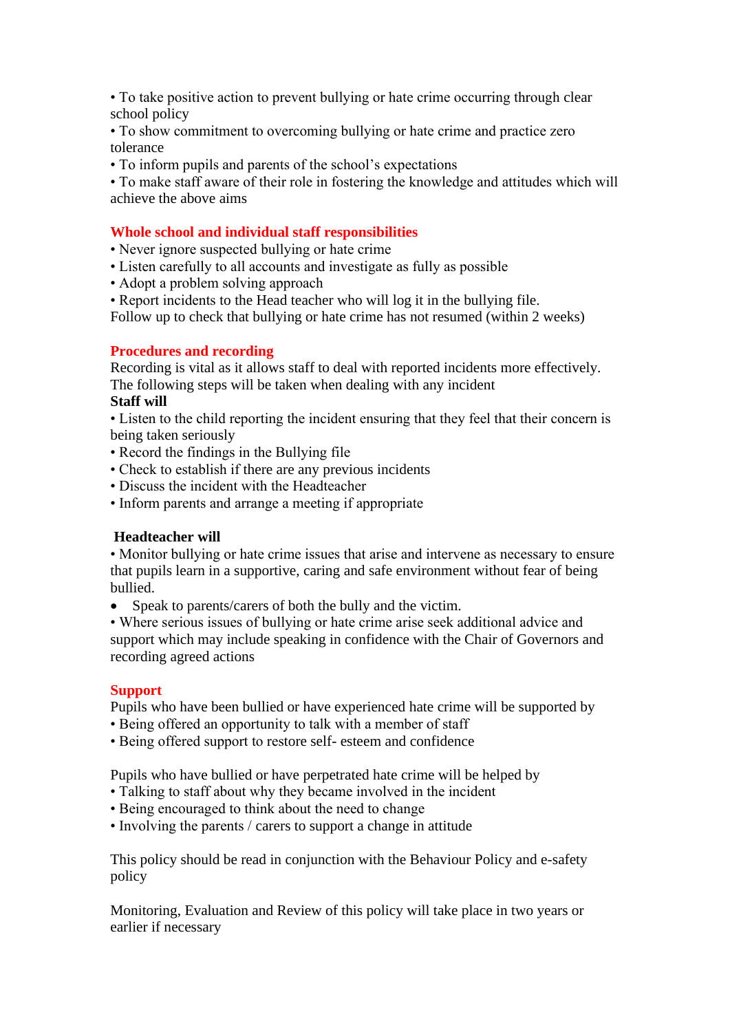- To take positive action to prevent bullying or hate crime occurring through clear school policy
- To show commitment to overcoming bullying or hate crime and practice zero tolerance
- To inform pupils and parents of the school's expectations
- To make staff aware of their role in fostering the knowledge and attitudes which will achieve the above aims

## Whole school and individual staff responsibilities

- Never ignore suspected bullying or hate crime
- Listen carefully to all accounts and investigate as fully as possible
- Adopt a problem solving approach
- Report incidents to the Head teacher who will log it in the bullying file.

Follow up to check that bullying or hate crime has not resumed (within 2 weeks)

## Procedures and recording

Recording is vital as it allows staff to deal with reported incidents more effectively. The following steps will be taken when dealing with any incident

**Staff will**

- Listen to the child reporting the incident ensuring that they feel that their concern is being taken seriously
- Record the findings in the Bullying file
- Check to establish if there are any previous incidents
- Discuss the incident with the Headteacher
- Inform parents and arrange a meeting if appropriate

**Headteacher will**

- Monitor bullying or hate crime issues that arise and intervene as necessary to ensure that pupils learn in a supportive, caring and safe environment without fear of being bullied.
- Speak to parents/carers of both the bully and the victim.
- Where serious issues of bullying or hate crime arise seek additional advice and support which may include speaking in confidence with the Chair of Governors and recording agreed actions

## Support

Pupils who have been bullied or have experienced hate crime will be supported by

- Being offered an opportunity to talk with a member of staff
- Being offered support to restore self- esteem and confidence

Pupils who have bullied or have perpetrated hate crime will be helped by

- Talking to staff about why they became involved in the incident
- Being encouraged to think about the need to change
- Involving the parents / carers to support a change in attitude

This policy should be read in conjunction with the Behaviour Policy and e-safety policy

Monitoring, Evaluation and Review of this policy will take place in two years or earlier if necessary